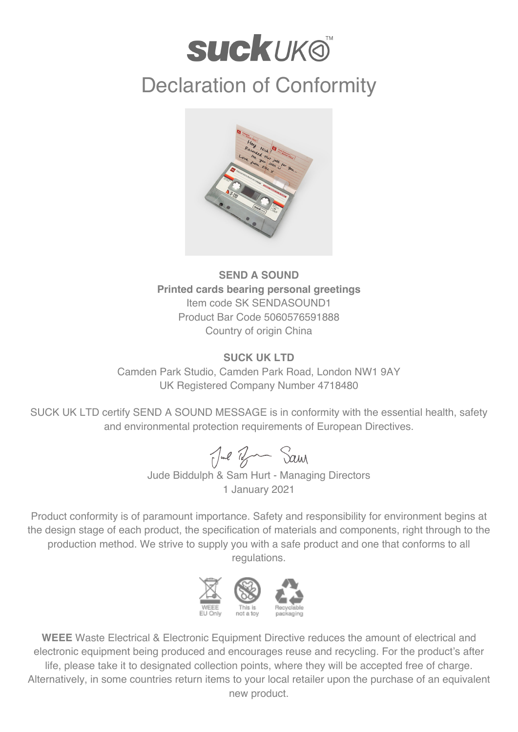# suck UK™

# Declaration of Conformity

**SEND A SOUND**
**Printed cards bearing personal greetings**
Item code SK SENDASOUND1
Product Bar Code 5060576591888
Country of origin China

**SUCK UK LTD**
Camden Park Studio, Camden Park Road, London NW1 9AY
UK Registered Company Number 4718480

SUCK UK LTD certify SEND A SOUND MESSAGE is in conformity with the essential health, safety and environmental protection requirements of European Directives.

Jude Biddulph & Sam Hurt - Managing Directors
1 January 2021

Product conformity is of paramount importance. Safety and responsibility for environment begins at the design stage of each product, the specification of materials and components, right through to the production method. We strive to supply you with a safe product and one that conforms to all regulations.

WEEE EU Only | This is not a toy | Recyclable packaging

**WEEE** Waste Electrical & Electronic Equipment Directive reduces the amount of electrical and electronic equipment being produced and encourages reuse and recycling. For the product's after life, please take it to designated collection points, where they will be accepted free of charge. Alternatively, in some countries return items to your local retailer upon the purchase of an equivalent new product.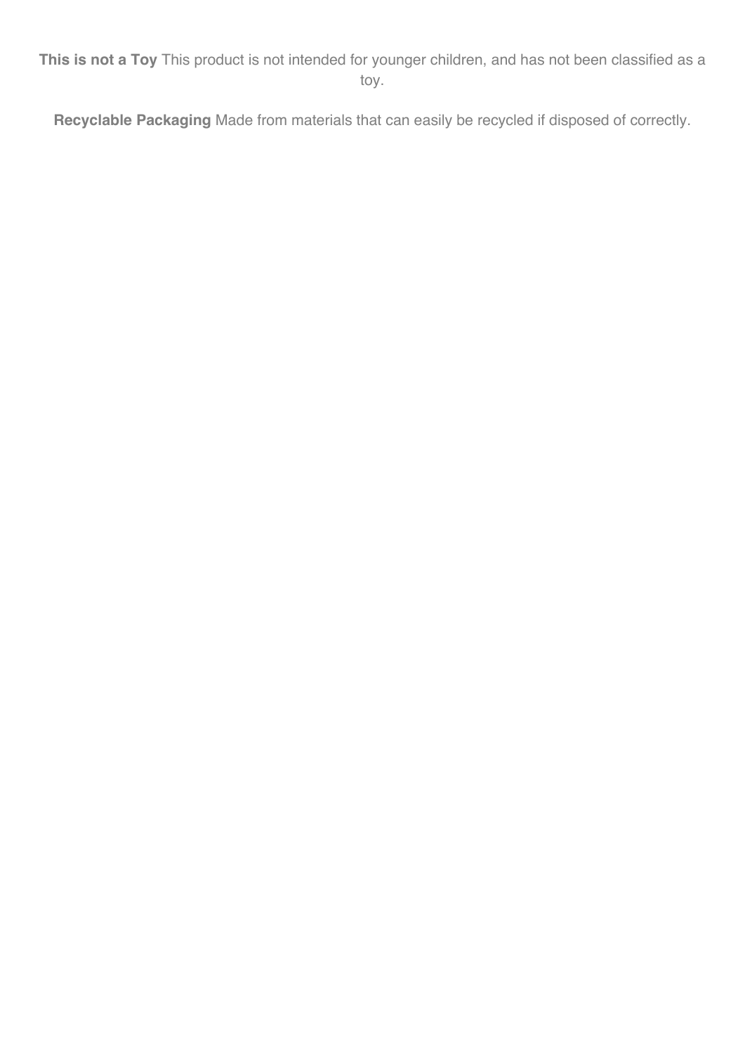**This is not a Toy** This product is not intended for younger children, and has not been classified as a toy.

**Recyclable Packaging** Made from materials that can easily be recycled if disposed of correctly.